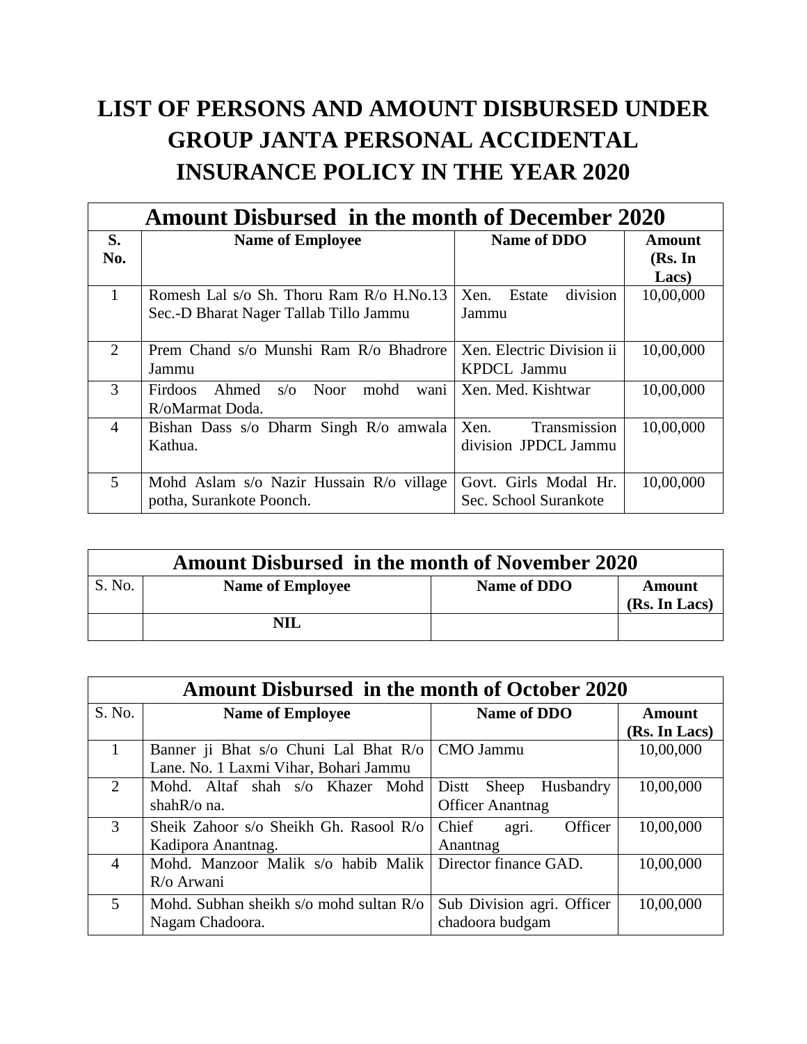# LIST OF PERSONS AND AMOUNT DISBURSED UNDER GROUP JANTA PERSONAL ACCIDENTAL INSURANCE POLICY IN THE YEAR 2020

| Amount Disbursed in the month of December 2020 | | | |
|---|---|---|---|
| **S. No.** | **Name of Employee** | **Name of DDO** | **Amount (Rs. In Lacs)** |
| 1 | Romesh Lal s/o Sh. Thoru Ram R/o H.No.13 Sec.-D Bharat Nager Tallab Tillo Jammu | Xen. Estate division Jammu | 10,00,000 |
| 2 | Prem Chand s/o Munshi Ram R/o Bhadrore Jammu | Xen. Electric Division ii KPDCL Jammu | 10,00,000 |
| 3 | Firdoos Ahmed s/o Noor mohd wani R/oMarmat Doda. | Xen. Med. Kishtwar | 10,00,000 |
| 4 | Bishan Dass s/o Dharm Singh R/o amwala Kathua. | Xen. Transmission division JPDCL Jammu | 10,00,000 |
| 5 | Mohd Aslam s/o Nazir Hussain R/o village potha, Surankote Poonch. | Govt. Girls Modal Hr. Sec. School Surankote | 10,00,000 |

| Amount Disbursed in the month of November 2020 | | | |
|---|---|---|---|
| S. No. | **Name of Employee** | **Name of DDO** | **Amount (Rs. In Lacs)** |
| | **NIL** | | |

| Amount Disbursed in the month of October 2020 | | | |
|---|---|---|---|
| S. No. | **Name of Employee** | **Name of DDO** | **Amount (Rs. In Lacs)** |
| 1 | Banner ji Bhat s/o Chuni Lal Bhat R/o Lane. No. 1 Laxmi Vihar, Bohari Jammu | CMO Jammu | 10,00,000 |
| 2 | Mohd. Altaf shah s/o Khazer Mohd shahR/o na. | Distt Sheep Husbandry Officer Anantnag | 10,00,000 |
| 3 | Sheik Zahoor s/o Sheikh Gh. Rasool R/o Kadipora Anantnag. | Chief agri. Officer Anantnag | 10,00,000 |
| 4 | Mohd. Manzoor Malik s/o habib Malik R/o Arwani | Director finance GAD. | 10,00,000 |
| 5 | Mohd. Subhan sheikh s/o mohd sultan R/o Nagam Chadoora. | Sub Division agri. Officer chadoora budgam | 10,00,000 |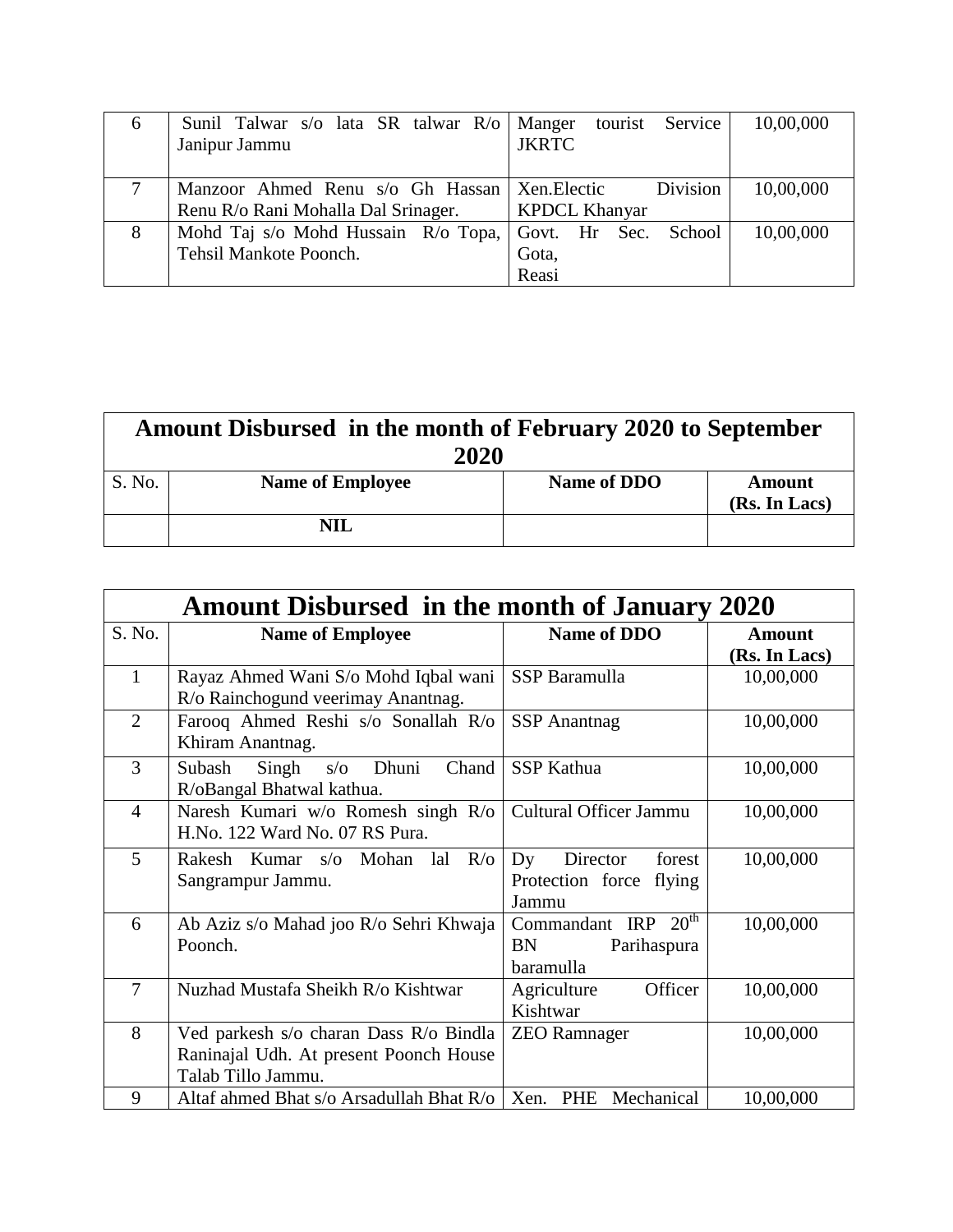| 6 | Sunil Talwar s/o lata SR talwar R/o Janipur Jammu | Manger tourist Service JKRTC | 10,00,000 |
|---|---|---|---|
| 7 | Manzoor Ahmed Renu s/o Gh Hassan Renu R/o Rani Mohalla Dal Srinager. | Xen.Electic Division KPDCL Khanyar | 10,00,000 |
| 8 | Mohd Taj s/o Mohd Hussain R/o Topa, Tehsil Mankote Poonch. | Govt. Hr Sec. School Gota, Reasi | 10,00,000 |

| Amount Disbursed in the month of February 2020 to September 2020 | | | |
|---|---|---|---|
| S. No. | Name of Employee | Name of DDO | Amount (Rs. In Lacs) |
| | NIL | | |

| Amount Disbursed in the month of January 2020 | | | |
|---|---|---|---|
| S. No. | Name of Employee | Name of DDO | Amount (Rs. In Lacs) |
| 1 | Rayaz Ahmed Wani S/o Mohd Iqbal wani R/o Rainchogund veerimay Anantnag. | SSP Baramulla | 10,00,000 |
| 2 | Farooq Ahmed Reshi s/o Sonallah R/o Khiram Anantnag. | SSP Anantnag | 10,00,000 |
| 3 | Subash Singh s/o Dhuni Chand R/oBangal Bhatwal kathua. | SSP Kathua | 10,00,000 |
| 4 | Naresh Kumari w/o Romesh singh R/o H.No. 122 Ward No. 07 RS Pura. | Cultural Officer Jammu | 10,00,000 |
| 5 | Rakesh Kumar s/o Mohan lal R/o Sangrampur Jammu. | Dy Director forest Protection force flying Jammu | 10,00,000 |
| 6 | Ab Aziz s/o Mahad joo R/o Sehri Khwaja Poonch. | Commandant IRP 20th BN Parihaspura baramulla | 10,00,000 |
| 7 | Nuzhad Mustafa Sheikh R/o Kishtwar | Agriculture Officer Kishtwar | 10,00,000 |
| 8 | Ved parkesh s/o charan Dass R/o Bindla Raninajal Udh. At present Poonch House Talab Tillo Jammu. | ZEO Ramnager | 10,00,000 |
| 9 | Altaf ahmed Bhat s/o Arsadullah Bhat R/o | Xen. PHE Mechanical | 10,00,000 |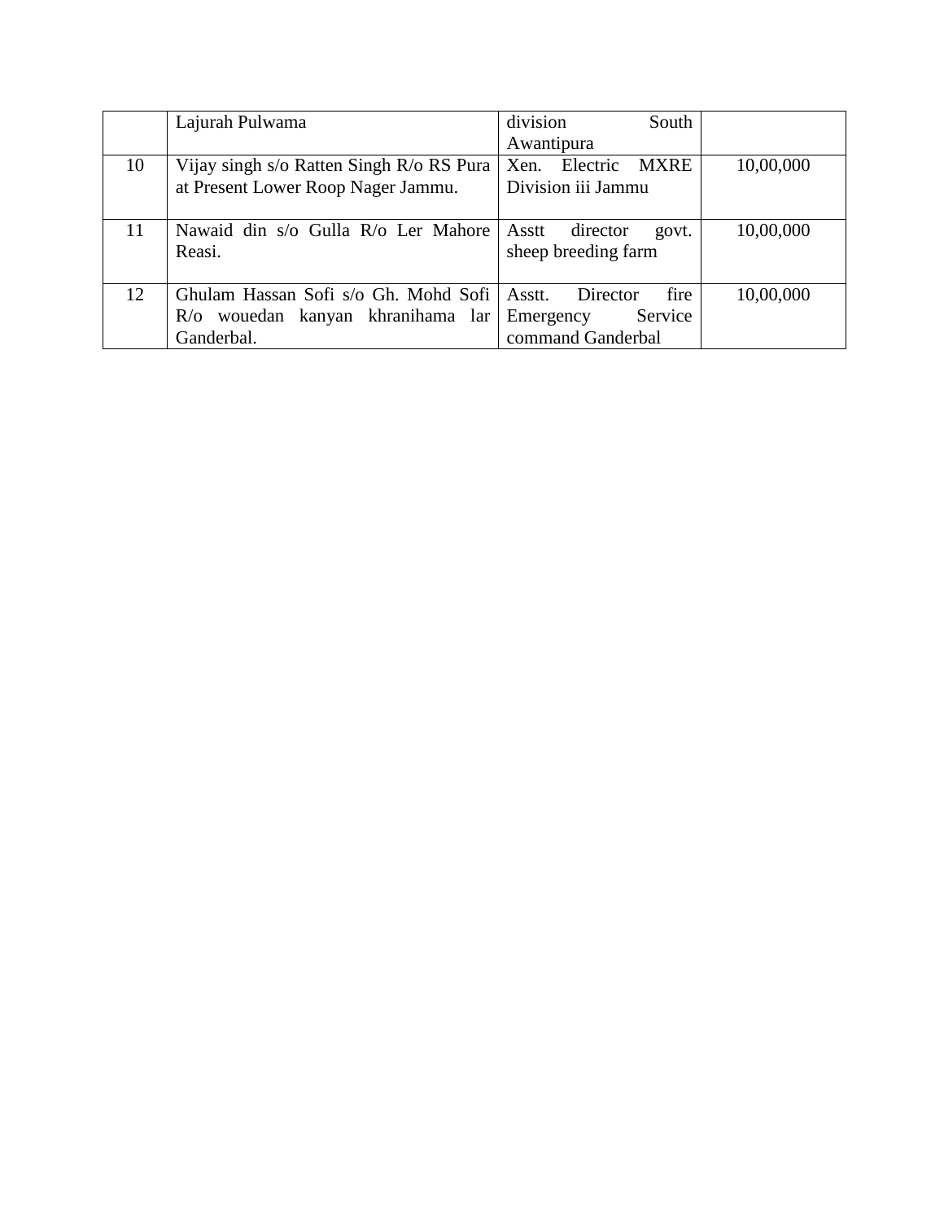| | | | |
|---|---|---|---|
| | Lajurah Pulwama | division South Awantipura | |
| 10 | Vijay singh s/o Ratten Singh R/o RS Pura at Present Lower Roop Nager Jammu. | Xen. Electric MXRE Division iii Jammu | 10,00,000 |
| 11 | Nawaid din s/o Gulla R/o Ler Mahore Reasi. | Asstt director govt. sheep breeding farm | 10,00,000 |
| 12 | Ghulam Hassan Sofi s/o Gh. Mohd Sofi R/o wouedan kanyan khranihama lar Ganderbal. | Asstt. Director fire Emergency Service command Ganderbal | 10,00,000 |